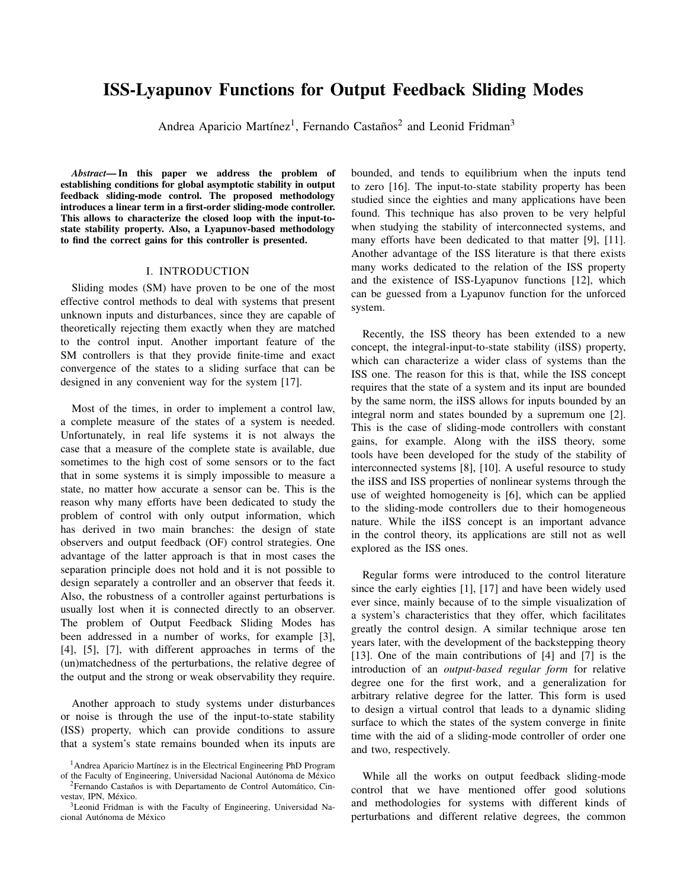# ISS-Lyapunov Functions for Output Feedback Sliding Modes

Andrea Aparicio Martínez[1], Fernando Castaños[2] and Leonid Fridman[3]

***Abstract*— In this paper we address the problem of establishing conditions for global asymptotic stability in output feedback sliding-mode control. The proposed methodology introduces a linear term in a first-order sliding-mode controller. This allows to characterize the closed loop with the input-to-state stability property. Also, a Lyapunov-based methodology to find the correct gains for this controller is presented.**

## I. INTRODUCTION

Sliding modes (SM) have proven to be one of the most effective control methods to deal with systems that present unknown inputs and disturbances, since they are capable of theoretically rejecting them exactly when they are matched to the control input. Another important feature of the SM controllers is that they provide finite-time and exact convergence of the states to a sliding surface that can be designed in any convenient way for the system [17].

Most of the times, in order to implement a control law, a complete measure of the states of a system is needed. Unfortunately, in real life systems it is not always the case that a measure of the complete state is available, due sometimes to the high cost of some sensors or to the fact that in some systems it is simply impossible to measure a state, no matter how accurate a sensor can be. This is the reason why many efforts have been dedicated to study the problem of control with only output information, which has derived in two main branches: the design of state observers and output feedback (OF) control strategies. One advantage of the latter approach is that in most cases the separation principle does not hold and it is not possible to design separately a controller and an observer that feeds it. Also, the robustness of a controller against perturbations is usually lost when it is connected directly to an observer. The problem of Output Feedback Sliding Modes has been addressed in a number of works, for example [3], [4], [5], [7], with different approaches in terms of the (un)matchedness of the perturbations, the relative degree of the output and the strong or weak observability they require.

Another approach to study systems under disturbances or noise is through the use of the input-to-state stability (ISS) property, which can provide conditions to assure that a system's state remains bounded when its inputs are bounded, and tends to equilibrium when the inputs tend to zero [16]. The input-to-state stability property has been studied since the eighties and many applications have been found. This technique has also proven to be very helpful when studying the stability of interconnected systems, and many efforts have been dedicated to that matter [9], [11]. Another advantage of the ISS literature is that there exists many works dedicated to the relation of the ISS property and the existence of ISS-Lyapunov functions [12], which can be guessed from a Lyapunov function for the unforced system.

Recently, the ISS theory has been extended to a new concept, the integral-input-to-state stability (iISS) property, which can characterize a wider class of systems than the ISS one. The reason for this is that, while the ISS concept requires that the state of a system and its input are bounded by the same norm, the iISS allows for inputs bounded by an integral norm and states bounded by a supremum one [2]. This is the case of sliding-mode controllers with constant gains, for example. Along with the iISS theory, some tools have been developed for the study of the stability of interconnected systems [8], [10]. A useful resource to study the iISS and ISS properties of nonlinear systems through the use of weighted homogeneity is [6], which can be applied to the sliding-mode controllers due to their homogeneous nature. While the iISS concept is an important advance in the control theory, its applications are still not as well explored as the ISS ones.

Regular forms were introduced to the control literature since the early eighties [1], [17] and have been widely used ever since, mainly because of to the simple visualization of a system's characteristics that they offer, which facilitates greatly the control design. A similar technique arose ten years later, with the development of the backstepping theory [13]. One of the main contributions of [4] and [7] is the introduction of an *output-based regular form* for relative degree one for the first work, and a generalization for arbitrary relative degree for the latter. This form is used to design a virtual control that leads to a dynamic sliding surface to which the states of the system converge in finite time with the aid of a sliding-mode controller of order one and two, respectively.

While all the works on output feedback sliding-mode control that we have mentioned offer good solutions and methodologies for systems with different kinds of perturbations and different relative degrees, the common

[1]Andrea Aparicio Martínez is in the Electrical Engineering PhD Program of the Faculty of Engineering, Universidad Nacional Autónoma de México

[2]Fernando Castaños is with Departamento de Control Automático, Cinvestav, IPN, México.

[3]Leonid Fridman is with the Faculty of Engineering, Universidad Nacional Autónoma de México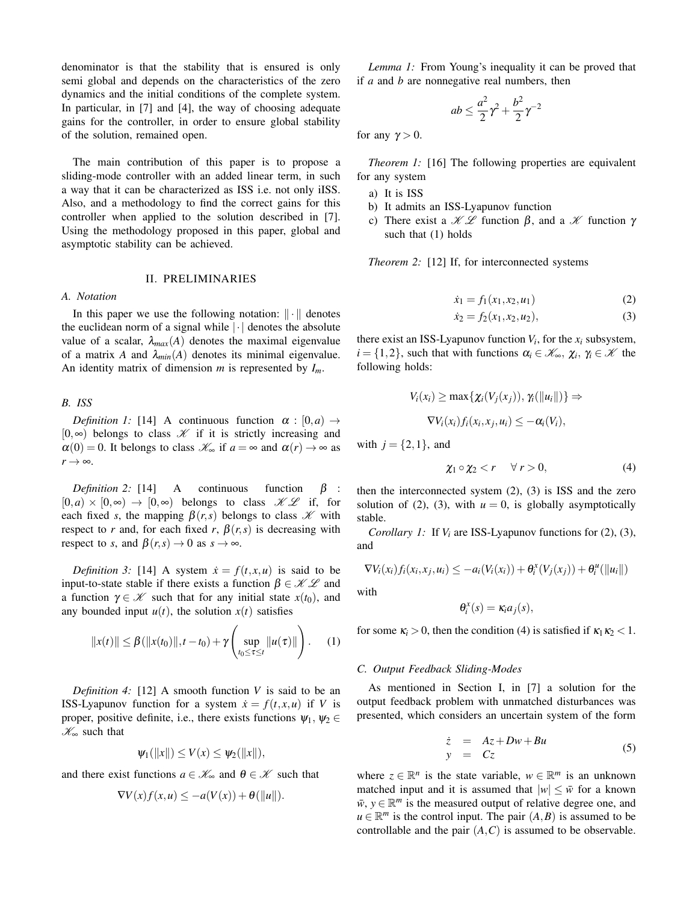denominator is that the stability that is ensured is only semi global and depends on the characteristics of the zero dynamics and the initial conditions of the complete system. In particular, in [7] and [4], the way of choosing adequate gains for the controller, in order to ensure global stability of the solution, remained open.

The main contribution of this paper is to propose a sliding-mode controller with an added linear term, in such a way that it can be characterized as ISS i.e. not only iISS. Also, and a methodology to find the correct gains for this controller when applied to the solution described in [7]. Using the methodology proposed in this paper, global and asymptotic stability can be achieved.

## II. PRELIMINARIES

### A. Notation

In this paper we use the following notation: $\|\cdot\|$ denotes the euclidean norm of a signal while $|\cdot|$ denotes the absolute value of a scalar, $\lambda_{max}(A)$ denotes the maximal eigenvalue of a matrix $A$ and $\lambda_{min}(A)$ denotes its minimal eigenvalue. An identity matrix of dimension $m$ is represented by $I_m$.

### B. ISS

*Definition 1:* [14] A continuous function $\alpha : [0,a) \rightarrow [0,\infty)$ belongs to class $\mathscr{K}$ if it is strictly increasing and $\alpha(0) = 0$. It belongs to class $\mathscr{K}_\infty$ if $a = \infty$ and $\alpha(r) \rightarrow \infty$ as $r \rightarrow \infty$.

*Definition 2:* [14] A continuous function $\beta : [0,a) \times [0,\infty) \rightarrow [0,\infty)$ belongs to class $\mathscr{KL}$ if, for each fixed $s$, the mapping $\beta(r,s)$ belongs to class $\mathscr{K}$ with respect to $r$ and, for each fixed $r$, $\beta(r,s)$ is decreasing with respect to $s$, and $\beta(r,s) \rightarrow 0$ as $s \rightarrow \infty$.

*Definition 3:* [14] A system $\dot{x} = f(t,x,u)$ is said to be input-to-state stable if there exists a function $\beta \in \mathscr{KL}$ and a function $\gamma \in \mathscr{K}$ such that for any initial state $x(t_0)$, and any bounded input $u(t)$, the solution $x(t)$ satisfies

$$\|x(t)\| \leq \beta(\|x(t_0)\|, t - t_0) + \gamma\left(\sup_{t_0 \leq \tau \leq t} \|u(\tau)\|\right). \quad (1)$$

*Definition 4:* [12] A smooth function $V$ is said to be an ISS-Lyapunov function for a system $\dot{x} = f(t,x,u)$ if $V$ is proper, positive definite, i.e., there exists functions $\psi_1$, $\psi_2 \in \mathscr{K}_\infty$ such that

$$\psi_1(\|x\|) \leq V(x) \leq \psi_2(\|x\|),$$

and there exist functions $a \in \mathscr{K}_\infty$ and $\theta \in \mathscr{K}$ such that

$$\nabla V(x) f(x,u) \leq -a(V(x)) + \theta(\|u\|).$$

*Lemma 1:* From Young's inequality it can be proved that if $a$ and $b$ are nonnegative real numbers, then

$$ab \leq \frac{a^2}{2}\gamma^2 + \frac{b^2}{2}\gamma^{-2}$$

for any $\gamma > 0$.

*Theorem 1:* [16] The following properties are equivalent for any system

a) It is ISS
b) It admits an ISS-Lyapunov function
c) There exist a $\mathscr{KL}$ function $\beta$, and a $\mathscr{K}$ function $\gamma$ such that (1) holds

*Theorem 2:* [12] If, for interconnected systems

$$\dot{x}_1 = f_1(x_1, x_2, u_1) \quad (2)$$

$$\dot{x}_2 = f_2(x_1, x_2, u_2), \quad (3)$$

there exist an ISS-Lyapunov function $V_i$, for the $x_i$ subsystem, $i = \{1,2\}$, such that with functions $\alpha_i \in \mathscr{K}_\infty$, $\chi_i$, $\gamma_i \in \mathscr{K}$ the following holds:

$$V_i(x_i) \geq \max\{\chi_i(V_j(x_j)), \gamma_i(\|u_i\|)\} \Rightarrow$$

$$\nabla V_i(x_i) f_i(x_i, x_j, u_i) \leq -\alpha_i(V_i),$$

with $j = \{2,1\}$, and

$$\chi_1 \circ \chi_2 < r \quad \forall\, r > 0, \quad (4)$$

then the interconnected system (2), (3) is ISS and the zero solution of (2), (3), with $u = 0$, is globally asymptotically stable.

*Corollary 1:* If $V_i$ are ISS-Lyapunov functions for (2), (3), and

$$\nabla V_i(x_i) f_i(x_i, x_j, u_i) \leq -a_i(V_i(x_i)) + \theta_i^x(V_j(x_j)) + \theta_i^u(\|u_i\|)$$

with

$$\theta_i^x(s) = \kappa_i a_j(s),$$

for some $\kappa_i > 0$, then the condition (4) is satisfied if $\kappa_1 \kappa_2 < 1$.

### C. Output Feedback Sliding-Modes

As mentioned in Section I, in [7] a solution for the output feedback problem with unmatched disturbances was presented, which considers an uncertain system of the form

$$\begin{array}{rcl} \dot{z} & = & Az + Dw + Bu \\ y & = & Cz \end{array} \quad (5)$$

where $z \in \mathbb{R}^n$ is the state variable, $w \in \mathbb{R}^m$ is an unknown matched input and it is assumed that $|w| \leq \bar{w}$ for a known $\bar{w}$, $y \in \mathbb{R}^m$ is the measured output of relative degree one, and $u \in \mathbb{R}^m$ is the control input. The pair $(A,B)$ is assumed to be controllable and the pair $(A,C)$ is assumed to be observable.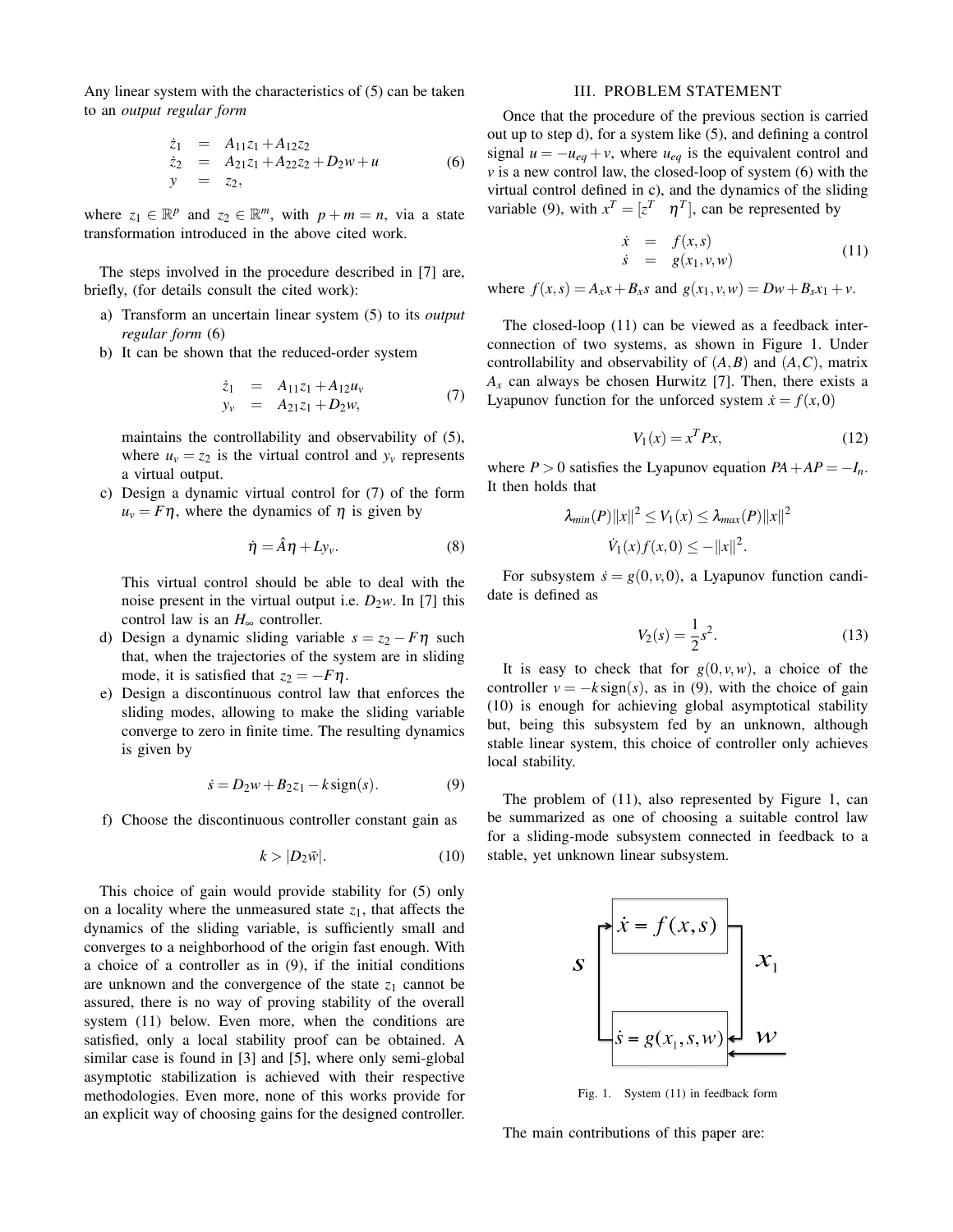Any linear system with the characteristics of (5) can be taken to an *output regular form*

$$
\begin{aligned}
\dot{z}_1 &= A_{11}z_1 + A_{12}z_2 \\
\dot{z}_2 &= A_{21}z_1 + A_{22}z_2 + D_2 w + u \\
y &= z_2,
\end{aligned}
\tag{6}
$$

where $z_1 \in \mathbb{R}^p$ and $z_2 \in \mathbb{R}^m$, with $p+m=n$, via a state transformation introduced in the above cited work.

The steps involved in the procedure described in [7] are, briefly, (for details consult the cited work):

a) Transform an uncertain linear system (5) to its *output regular form* (6)
b) It can be shown that the reduced-order system

$$
\begin{aligned}
\dot{z}_1 &= A_{11}z_1 + A_{12}u_v \\
y_v &= A_{21}z_1 + D_2 w,
\end{aligned}
\tag{7}
$$

maintains the controllability and observability of (5), where $u_v = z_2$ is the virtual control and $y_v$ represents a virtual output.

c) Design a dynamic virtual control for (7) of the form $u_v = F\eta$, where the dynamics of $\eta$ is given by

$$
\dot{\eta} = \hat{A}\eta + Ly_v. \tag{8}
$$

This virtual control should be able to deal with the noise present in the virtual output i.e. $D_2 w$. In [7] this control law is an $H_\infty$ controller.

d) Design a dynamic sliding variable $s = z_2 - F\eta$ such that, when the trajectories of the system are in sliding mode, it is satisfied that $z_2 = -F\eta$.
e) Design a discontinuous control law that enforces the sliding modes, allowing to make the sliding variable converge to zero in finite time. The resulting dynamics is given by

$$
\dot{s} = D_2 w + B_2 z_1 - k\,\text{sign}(s). \tag{9}
$$

f) Choose the discontinuous controller constant gain as

$$
k > |D_2 \bar{w}|. \tag{10}
$$

This choice of gain would provide stability for (5) only on a locality where the unmeasured state $z_1$, that affects the dynamics of the sliding variable, is sufficiently small and converges to a neighborhood of the origin fast enough. With a choice of a controller as in (9), if the initial conditions are unknown and the convergence of the state $z_1$ cannot be assured, there is no way of proving stability of the overall system (11) below. Even more, when the conditions are satisfied, only a local stability proof can be obtained. A similar case is found in [3] and [5], where only semi-global asymptotic stabilization is achieved with their respective methodologies. Even more, none of this works provide for an explicit way of choosing gains for the designed controller.

## III. PROBLEM STATEMENT

Once that the procedure of the previous section is carried out up to step d), for a system like (5), and defining a control signal $u = -u_{eq} + v$, where $u_{eq}$ is the equivalent control and $v$ is a new control law, the closed-loop of system (6) with the virtual control defined in c), and the dynamics of the sliding variable (9), with $x^T = [z^T \quad \eta^T]$, can be represented by

$$
\begin{aligned}
\dot{x} &= f(x,s) \\
\dot{s} &= g(x_1, v, w)
\end{aligned}
\tag{11}
$$

where $f(x,s) = A_x x + B_x s$ and $g(x_1, v, w) = Dw + B_s x_1 + v$.

The closed-loop (11) can be viewed as a feedback interconnection of two systems, as shown in Figure 1. Under controllability and observability of $(A,B)$ and $(A,C)$, matrix $A_x$ can always be chosen Hurwitz [7]. Then, there exists a Lyapunov function for the unforced system $\dot{x} = f(x,0)$

$$
V_1(x) = x^T P x, \tag{12}
$$

where $P > 0$ satisfies the Lyapunov equation $PA + AP = -I_n$. It then holds that

$$
\lambda_{min}(P)\|x\|^2 \le V_1(x) \le \lambda_{max}(P)\|x\|^2
$$

$$
\dot{V}_1(x) f(x,0) \le -\|x\|^2.
$$

For subsystem $\dot{s} = g(0,v,0)$, a Lyapunov function candidate is defined as

$$
V_2(s) = \frac{1}{2}s^2. \tag{13}
$$

It is easy to check that for $g(0,v,w)$, a choice of the controller $v = -k\,\text{sign}(s)$, as in (9), with the choice of gain (10) is enough for achieving global asymptotical stability but, being this subsystem fed by an unknown, although stable linear system, this choice of controller only achieves local stability.

The problem of (11), also represented by Figure 1, can be summarized as one of choosing a suitable control law for a sliding-mode subsystem connected in feedback to a stable, yet unknown linear subsystem.

Fig. 1. System (11) in feedback form

The main contributions of this paper are: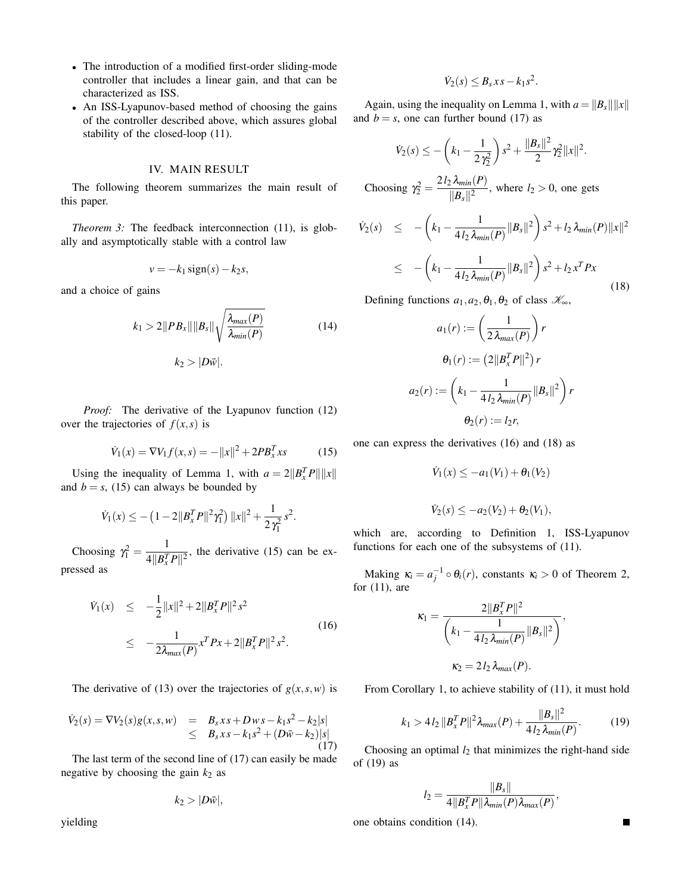- The introduction of a modified first-order sliding-mode controller that includes a linear gain, and that can be characterized as ISS.
- An ISS-Lyapunov-based method of choosing the gains of the controller described above, which assures global stability of the closed-loop (11).

## IV. MAIN RESULT

The following theorem summarizes the main result of this paper.

*Theorem 3:* The feedback interconnection (11), is globally and asymptotically stable with a control law

$$v = -k_1 \operatorname{sign}(s) - k_2 s,$$

and a choice of gains

$$k_1 > 2\|PB_x\|\|B_s\|\sqrt{\frac{\lambda_{max}(P)}{\lambda_{min}(P)}} \tag{14}$$

$$k_2 > |D\bar{w}|.$$

*Proof:* The derivative of the Lyapunov function (12) over the trajectories of $f(x,s)$ is

$$\dot{V}_1(x) = \nabla V_1 f(x,s) = -\|x\|^2 + 2PB_x^T xs \tag{15}$$

Using the inequality of Lemma 1, with $a = 2\|B_x^T P\|\|x\|$ and $b = s$, (15) can always be bounded by

$$\dot{V}_1(x) \leq -\left(1 - 2\|B_x^T P\|^2 \gamma_1^2\right)\|x\|^2 + \frac{1}{2\gamma_1^2}s^2.$$

Choosing $\gamma_1^2 = \dfrac{1}{4\|B_x^T P\|^2}$, the derivative (15) can be expressed as

$$\begin{aligned}\dot{V}_1(x) &\leq -\frac{1}{2}\|x\|^2 + 2\|B_x^T P\|^2 s^2 \\ &\leq -\frac{1}{2\lambda_{max}(P)}x^T P x + 2\|B_x^T P\|^2 s^2.\end{aligned} \tag{16}$$

The derivative of (13) over the trajectories of $g(x,s,w)$ is

$$\begin{aligned}\dot{V}_2(s) = \nabla V_2(s) g(x,s,w) &= B_s xs + Dws - k_1 s^2 - k_2|s| \\ &\leq B_s xs - k_1 s^2 + (D\bar{w} - k_2)|s|\end{aligned} \tag{17}$$

The last term of the second line of (17) can easily be made negative by choosing the gain $k_2$ as

$$k_2 > |D\bar{w}|,$$

yielding

$$\dot{V}_2(s) \leq B_s xs - k_1 s^2.$$

Again, using the inequality on Lemma 1, with $a = \|B_s\|\|x\|$ and $b = s$, one can further bound (17) as

$$\dot{V}_2(s) \leq -\left(k_1 - \frac{1}{2\gamma_2^2}\right)s^2 + \frac{\|B_s\|^2}{2}\gamma_2^2\|x\|^2.$$

Choosing $\gamma_2^2 = \dfrac{2\,l_2\,\lambda_{min}(P)}{\|B_s\|^2}$, where $l_2 > 0$, one gets

$$\begin{aligned}\dot{V}_2(s) &\leq -\left(k_1 - \frac{1}{4\,l_2\,\lambda_{min}(P)}\|B_s\|^2\right)s^2 + l_2\,\lambda_{min}(P)\|x\|^2 \\ &\leq -\left(k_1 - \frac{1}{4\,l_2\,\lambda_{min}(P)}\|B_s\|^2\right)s^2 + l_2\,x^T P x\end{aligned} \tag{18}$$

Defining functions $a_1, a_2, \theta_1, \theta_2$ of class $\mathscr{K}_\infty$,

$$a_1(r) := \left(\frac{1}{2\,\lambda_{max}(P)}\right)r$$

$$\theta_1(r) := \left(2\|B_x^T P\|^2\right)r$$

$$a_2(r) := \left(k_1 - \frac{1}{4\,l_2\,\lambda_{min}(P)}\|B_s\|^2\right)r$$

$$\theta_2(r) := l_2 r,$$

one can express the derivatives (16) and (18) as

$$\dot{V}_1(x) \leq -a_1(V_1) + \theta_1(V_2)$$

$$\dot{V}_2(s) \leq -a_2(V_2) + \theta_2(V_1),$$

which are, according to Definition 1, ISS-Lyapunov functions for each one of the subsystems of (11).

Making $\kappa_i = a_j^{-1} \circ \theta_i(r)$, constants $\kappa_i > 0$ of Theorem 2, for (11), are

$$\kappa_1 = \frac{2\|B_x^T P\|^2}{\left(k_1 - \dfrac{1}{4\,l_2\,\lambda_{min}(P)}\|B_s\|^2\right)},$$

$$\kappa_2 = 2\,l_2\,\lambda_{max}(P).$$

From Corollary 1, to achieve stability of (11), it must hold

$$k_1 > 4\,l_2\,\|B_x^T P\|^2 \lambda_{max}(P) + \frac{\|B_s\|^2}{4\,l_2\,\lambda_{min}(P)}. \tag{19}$$

Choosing an optimal $l_2$ that minimizes the right-hand side of (19) as

$$l_2 = \frac{\|B_s\|}{4\|B_x^T P\|\lambda_{min}(P)\lambda_{max}(P)},$$

one obtains condition (14). ∎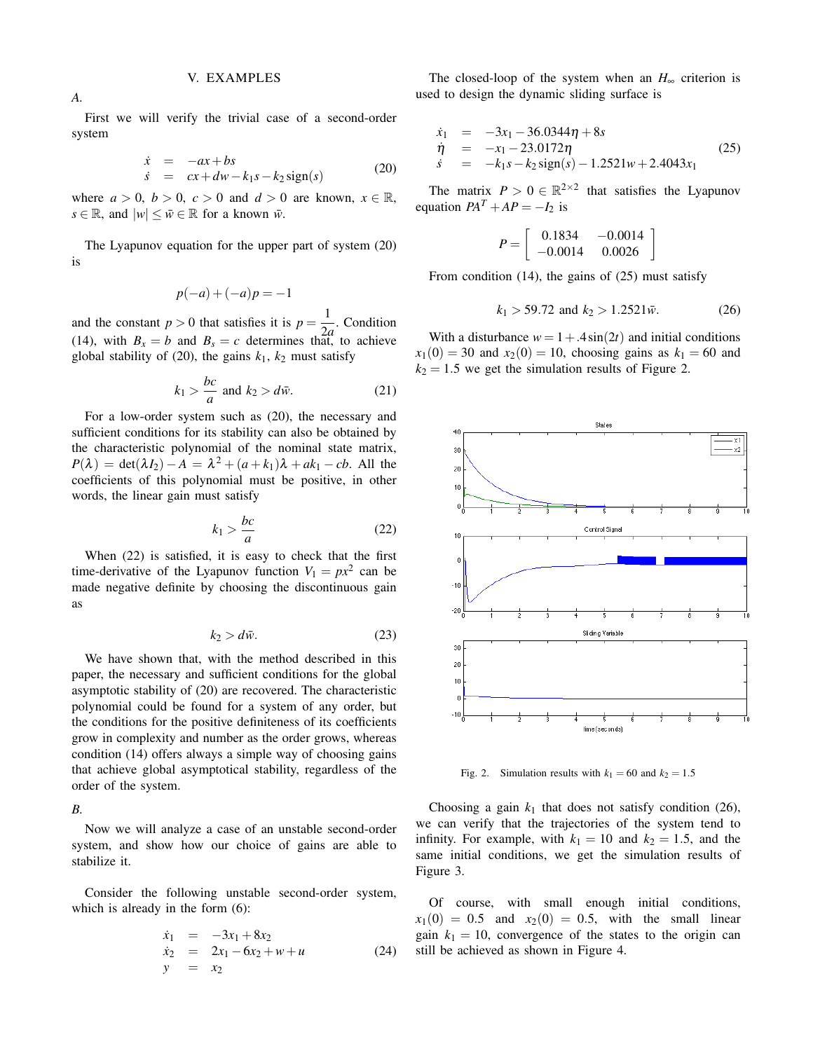## V. EXAMPLES

### A.

First we will verify the trivial case of a second-order system

$$
\begin{aligned}
\dot{x} &= -ax + bs \\
\dot{s} &= cx + dw - k_1 s - k_2 \operatorname{sign}(s)
\end{aligned} \tag{20}
$$

where $a > 0$, $b > 0$, $c > 0$ and $d > 0$ are known, $x \in \mathbb{R}$, $s \in \mathbb{R}$, and $|w| \leq \bar{w} \in \mathbb{R}$ for a known $\bar{w}$.

The Lyapunov equation for the upper part of system (20) is

$$
p(-a) + (-a)p = -1
$$

and the constant $p > 0$ that satisfies it is $p = \frac{1}{2a}$. Condition (14), with $B_x = b$ and $B_s = c$ determines that, to achieve global stability of (20), the gains $k_1$, $k_2$ must satisfy

$$
k_1 > \frac{bc}{a} \text{ and } k_2 > d\bar{w}. \tag{21}
$$

For a low-order system such as (20), the necessary and sufficient conditions for its stability can also be obtained by the characteristic polynomial of the nominal state matrix, $P(\lambda) = \det(\lambda I_2) - A = \lambda^2 + (a + k_1)\lambda + ak_1 - cb$. All the coefficients of this polynomial must be positive, in other words, the linear gain must satisfy

$$
k_1 > \frac{bc}{a} \tag{22}
$$

When (22) is satisfied, it is easy to check that the first time-derivative of the Lyapunov function $V_1 = px^2$ can be made negative definite by choosing the discontinuous gain as

$$
k_2 > d\bar{w}. \tag{23}
$$

We have shown that, with the method described in this paper, the necessary and sufficient conditions for the global asymptotic stability of (20) are recovered. The characteristic polynomial could be found for a system of any order, but the conditions for the positive definiteness of its coefficients grow in complexity and number as the order grows, whereas condition (14) offers always a simple way of choosing gains that achieve global asymptotical stability, regardless of the order of the system.

### B.

Now we will analyze a case of an unstable second-order system, and show how our choice of gains are able to stabilize it.

Consider the following unstable second-order system, which is already in the form (6):

$$
\begin{aligned}
\dot{x}_1 &= -3x_1 + 8x_2 \\
\dot{x}_2 &= 2x_1 - 6x_2 + w + u \\
y &= x_2
\end{aligned} \tag{24}
$$

The closed-loop of the system when an $H_\infty$ criterion is used to design the dynamic sliding surface is

$$
\begin{aligned}
\dot{x}_1 &= -3x_1 - 36.0344\eta + 8s \\
\dot{\eta} &= -x_1 - 23.0172\eta \\
\dot{s} &= -k_1 s - k_2 \operatorname{sign}(s) - 1.2521w + 2.4043x_1
\end{aligned} \tag{25}
$$

The matrix $P > 0 \in \mathbb{R}^{2\times 2}$ that satisfies the Lyapunov equation $PA^T + AP = -I_2$ is

$$
P = \begin{bmatrix} 0.1834 & -0.0014 \\ -0.0014 & 0.0026 \end{bmatrix}
$$

From condition (14), the gains of (25) must satisfy

$$
k_1 > 59.72 \text{ and } k_2 > 1.2521\bar{w}. \tag{26}
$$

With a disturbance $w = 1 + .4\sin(2t)$ and initial conditions $x_1(0) = 30$ and $x_2(0) = 10$, choosing gains as $k_1 = 60$ and $k_2 = 1.5$ we get the simulation results of Figure 2.

Fig. 2. Simulation results with $k_1 = 60$ and $k_2 = 1.5$

Choosing a gain $k_1$ that does not satisfy condition (26), we can verify that the trajectories of the system tend to infinity. For example, with $k_1 = 10$ and $k_2 = 1.5$, and the same initial conditions, we get the simulation results of Figure 3.

Of course, with small enough initial conditions, $x_1(0) = 0.5$ and $x_2(0) = 0.5$, with the small linear gain $k_1 = 10$, convergence of the states to the origin can still be achieved as shown in Figure 4.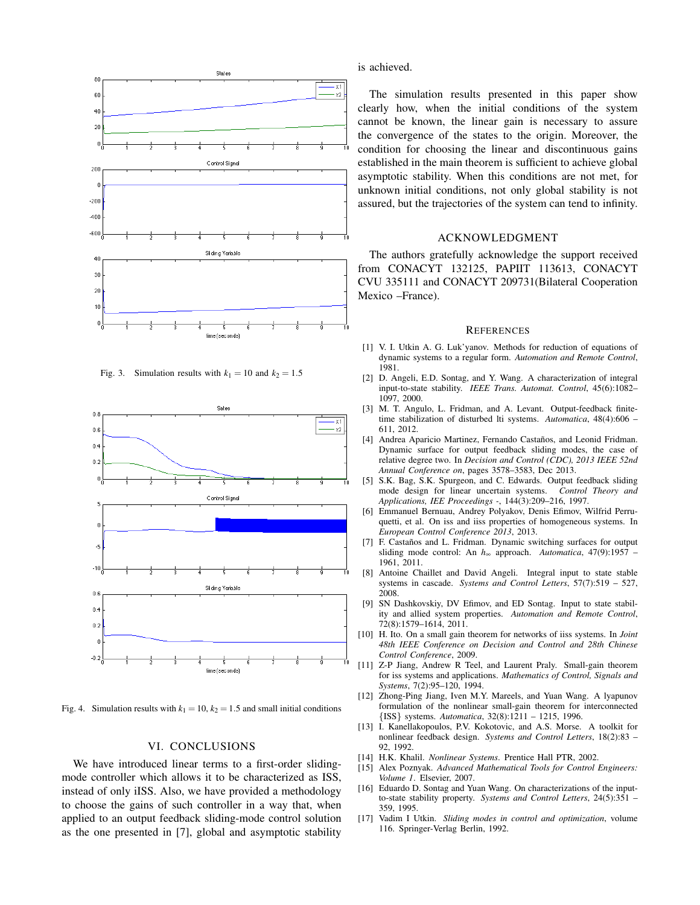States

x1
x2

80
60
40
20
0

0 1 2 3 4 5 6 7 8 9 10

Control Signal

200
0
-200
-400
-600

0 1 2 3 4 5 6 7 8 9 10

Sliding Variable

40
30
20
10
0

0 1 2 3 4 5 6 7 8 9 10

time (seconds)

Fig. 3. Simulation results with $k_1 = 10$ and $k_2 = 1.5$

States

x1
x2

0.8
0.6
0.4
0.2
0

0 1 2 3 4 5 6 7 8 9 10

Control Signal

5
0
-5
-10

0 1 2 3 4 5 6 7 8 9 10

Sliding Variable

0.6
0.4
0.2
0
-0.2

0 1 2 3 4 5 6 7 8 9 10

time (seconds)

Fig. 4. Simulation results with $k_1 = 10$, $k_2 = 1.5$ and small initial conditions

## VI. CONCLUSIONS

We have introduced linear terms to a first-order sliding-mode controller which allows it to be characterized as ISS, instead of only iISS. Also, we have provided a methodology to choose the gains of such controller in a way that, when applied to an output feedback sliding-mode control solution as the one presented in [7], global and asymptotic stability is achieved.

The simulation results presented in this paper show clearly how, when the initial conditions of the system cannot be known, the linear gain is necessary to assure the convergence of the states to the origin. Moreover, the condition for choosing the linear and discontinuous gains established in the main theorem is sufficient to achieve global asymptotic stability. When this conditions are not met, for unknown initial conditions, not only global stability is not assured, but the trajectories of the system can tend to infinity.

## ACKNOWLEDGMENT

The authors gratefully acknowledge the support received from CONACYT 132125, PAPIIT 113613, CONACYT CVU 335111 and CONACYT 209731(Bilateral Cooperation Mexico –France).

## REFERENCES

[1] V. I. Utkin A. G. Luk'yanov. Methods for reduction of equations of dynamic systems to a regular form. *Automation and Remote Control*, 1981.

[2] D. Angeli, E.D. Sontag, and Y. Wang. A characterization of integral input-to-state stability. *IEEE Trans. Automat. Control*, 45(6):1082–1097, 2000.

[3] M. T. Angulo, L. Fridman, and A. Levant. Output-feedback finite-time stabilization of disturbed lti systems. *Automatica*, 48(4):606 – 611, 2012.

[4] Andrea Aparicio Martinez, Fernando Castaños, and Leonid Fridman. Dynamic surface for output feedback sliding modes, the case of relative degree two. In *Decision and Control (CDC), 2013 IEEE 52nd Annual Conference on*, pages 3578–3583, Dec 2013.

[5] S.K. Bag, S.K. Spurgeon, and C. Edwards. Output feedback sliding mode design for linear uncertain systems. *Control Theory and Applications, IEE Proceedings -*, 144(3):209–216, 1997.

[6] Emmanuel Bernuau, Andrey Polyakov, Denis Efimov, Wilfrid Perruquetti, et al. On iss and iiss properties of homogeneous systems. In *European Control Conference 2013*, 2013.

[7] F. Castaños and L. Fridman. Dynamic switching surfaces for output sliding mode control: An $h_\infty$ approach. *Automatica*, 47(9):1957 – 1961, 2011.

[8] Antoine Chaillet and David Angeli. Integral input to state stable systems in cascade. *Systems and Control Letters*, 57(7):519 – 527, 2008.

[9] SN Dashkovskiy, DV Efimov, and ED Sontag. Input to state stability and allied system properties. *Automation and Remote Control*, 72(8):1579–1614, 2011.

[10] H. Ito. On a small gain theorem for networks of iiss systems. In *Joint 48th IEEE Conference on Decision and Control and 28th Chinese Control Conference*, 2009.

[11] Z-P Jiang, Andrew R Teel, and Laurent Praly. Small-gain theorem for iss systems and applications. *Mathematics of Control, Signals and Systems*, 7(2):95–120, 1994.

[12] Zhong-Ping Jiang, Iven M.Y. Mareels, and Yuan Wang. A lyapunov formulation of the nonlinear small-gain theorem for interconnected {ISS} systems. *Automatica*, 32(8):1211 – 1215, 1996.

[13] I. Kanellakopoulos, P.V. Kokotovic, and A.S. Morse. A toolkit for nonlinear feedback design. *Systems and Control Letters*, 18(2):83 – 92, 1992.

[14] H.K. Khalil. *Nonlinear Systems*. Prentice Hall PTR, 2002.

[15] Alex Poznyak. *Advanced Mathematical Tools for Control Engineers: Volume 1*. Elsevier, 2007.

[16] Eduardo D. Sontag and Yuan Wang. On characterizations of the input-to-state stability property. *Systems and Control Letters*, 24(5):351 – 359, 1995.

[17] Vadim I Utkin. *Sliding modes in control and optimization*, volume 116. Springer-Verlag Berlin, 1992.